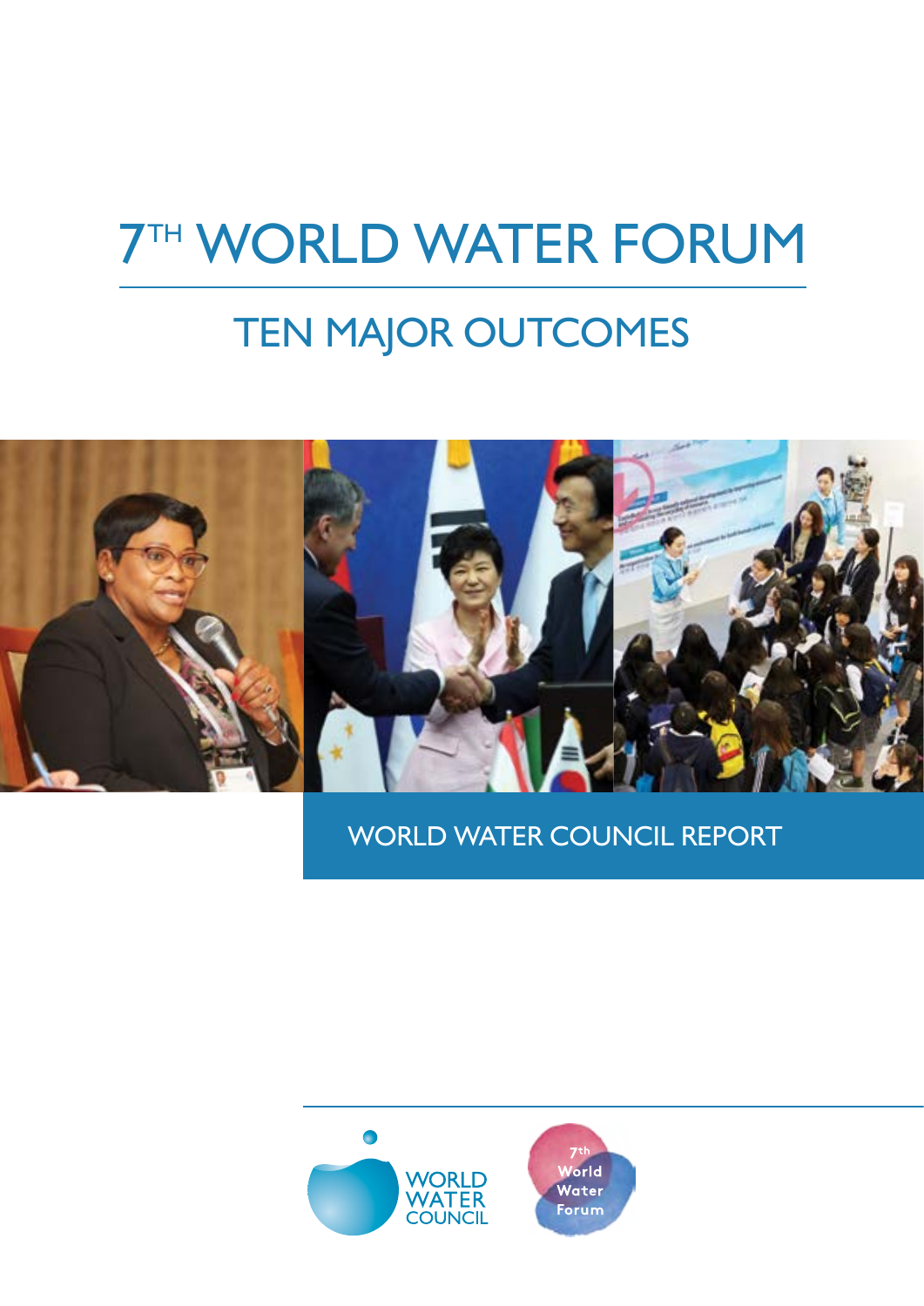# 7TH WORLD WATER FORUM

## TEN MAJOR OUTCOMES

WORLD WATER COUNCIL REPORT

WORLD WATER COUNCIL

7th World Water Forum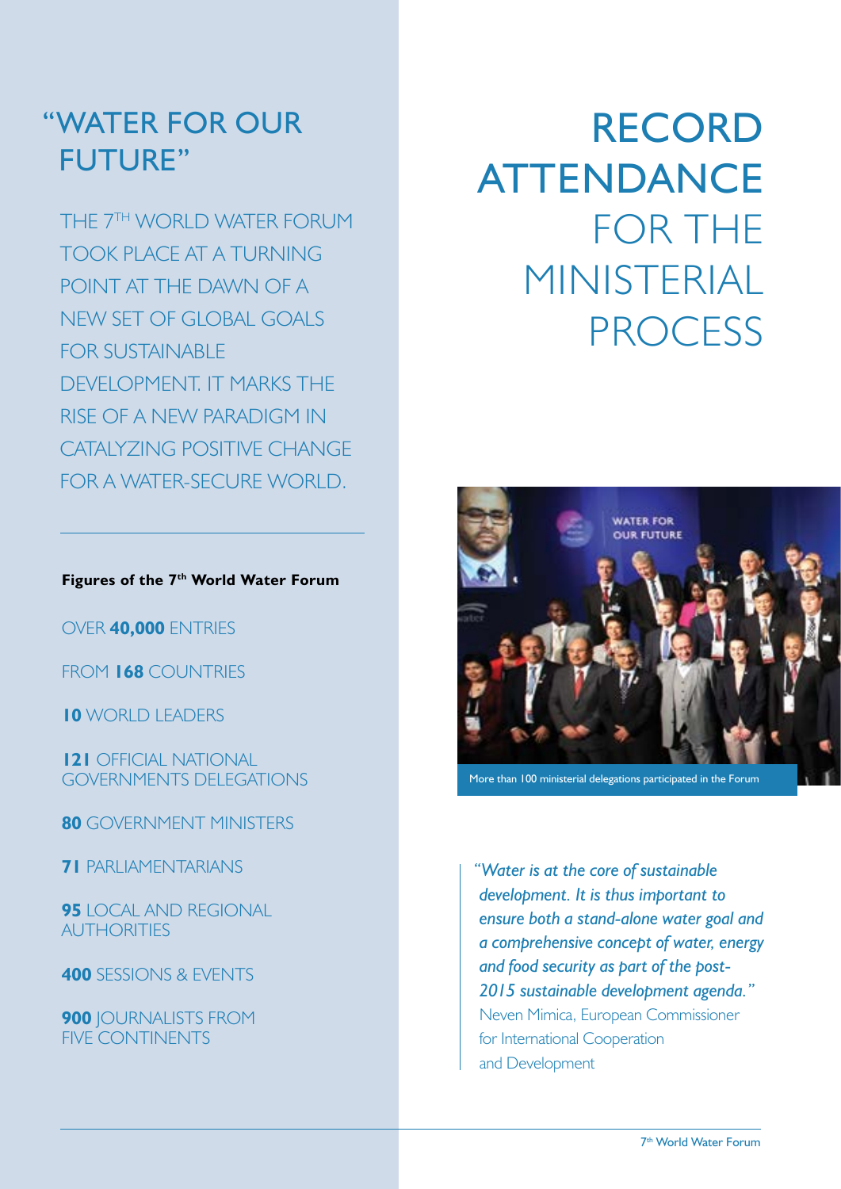# "WATER FOR OUR FUTURE"

THE 7TH WORLD WATER FORUM TOOK PLACE AT A TURNING POINT AT THE DAWN OF A NEW SET OF GLOBAL GOALS FOR SUSTAINABLE DEVELOPMENT. IT MARKS THE RISE OF A NEW PARADIGM IN CATALYZING POSITIVE CHANGE FOR A WATER-SECURE WORLD.

**Figures of the 7th World Water Forum**

OVER **40,000** ENTRIES

FROM **168** COUNTRIES

**10** WORLD LEADERS

**121** OFFICIAL NATIONAL GOVERNMENTS DELEGATIONS

**80** GOVERNMENT MINISTERS

**71** PARLIAMENTARIANS

**95** LOCAL AND REGIONAL AUTHORITIES

**400** SESSIONS & EVENTS

**900** JOURNALISTS FROM FIVE CONTINENTS

# RECORD ATTENDANCE FOR THE MINISTERIAL PROCESS

More than 100 ministerial delegations participated in the Forum

*"Water is at the core of sustainable development. It is thus important to ensure both a stand-alone water goal and a comprehensive concept of water, energy and food security as part of the post-2015 sustainable development agenda."*
Neven Mimica, European Commissioner for International Cooperation and Development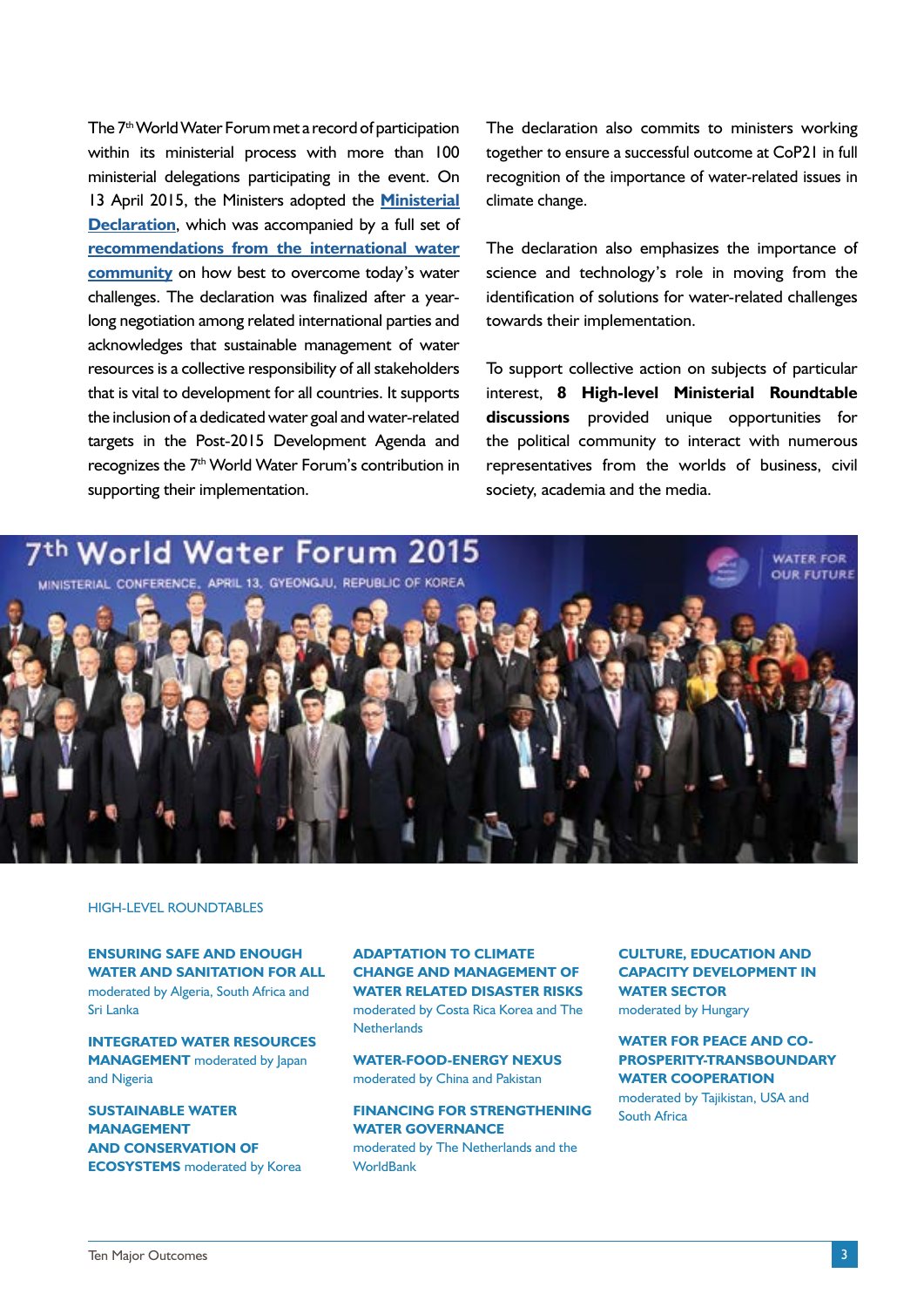The 7th World Water Forum met a record of participation within its ministerial process with more than 100 ministerial delegations participating in the event. On 13 April 2015, the Ministers adopted the **Ministerial Declaration**, which was accompanied by a full set of **recommendations from the international water community** on how best to overcome today's water challenges. The declaration was finalized after a year-long negotiation among related international parties and acknowledges that sustainable management of water resources is a collective responsibility of all stakeholders that is vital to development for all countries. It supports the inclusion of a dedicated water goal and water-related targets in the Post-2015 Development Agenda and recognizes the 7th World Water Forum's contribution in supporting their implementation.

The declaration also commits to ministers working together to ensure a successful outcome at CoP21 in full recognition of the importance of water-related issues in climate change.

The declaration also emphasizes the importance of science and technology's role in moving from the identification of solutions for water-related challenges towards their implementation.

To support collective action on subjects of particular interest, **8 High-level Ministerial Roundtable discussions** provided unique opportunities for the political community to interact with numerous representatives from the worlds of business, civil society, academia and the media.

## HIGH-LEVEL ROUNDTABLES

**ENSURING SAFE AND ENOUGH WATER AND SANITATION FOR ALL**
moderated by Algeria, South Africa and Sri Lanka

**INTEGRATED WATER RESOURCES MANAGEMENT** moderated by Japan and Nigeria

**SUSTAINABLE WATER MANAGEMENT AND CONSERVATION OF ECOSYSTEMS** moderated by Korea

**ADAPTATION TO CLIMATE CHANGE AND MANAGEMENT OF WATER RELATED DISASTER RISKS**
moderated by Costa Rica Korea and The Netherlands

**WATER-FOOD-ENERGY NEXUS**
moderated by China and Pakistan

**FINANCING FOR STRENGTHENING WATER GOVERNANCE**
moderated by The Netherlands and the WorldBank

**CULTURE, EDUCATION AND CAPACITY DEVELOPMENT IN WATER SECTOR**
moderated by Hungary

**WATER FOR PEACE AND CO-PROSPERITY-TRANSBOUNDARY WATER COOPERATION**
moderated by Tajikistan, USA and South Africa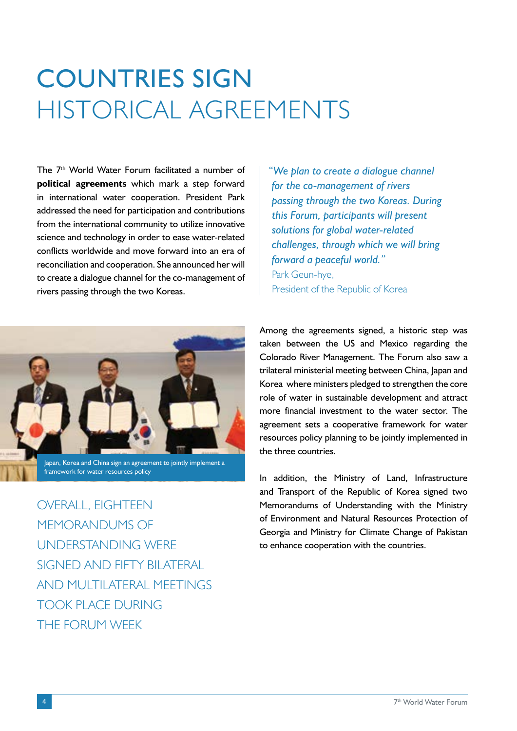# COUNTRIES SIGN HISTORICAL AGREEMENTS

The 7th World Water Forum facilitated a number of **political agreements** which mark a step forward in international water cooperation. President Park addressed the need for participation and contributions from the international community to utilize innovative science and technology in order to ease water-related conflicts worldwide and move forward into an era of reconciliation and cooperation. She announced her will to create a dialogue channel for the co-management of rivers passing through the two Koreas.

> *"We plan to create a dialogue channel for the co-management of rivers passing through the two Koreas. During this Forum, participants will present solutions for global water-related challenges, through which we will bring forward a peaceful world."*
> Park Geun-hye,
> President of the Republic of Korea

Japan, Korea and China sign an agreement to jointly implement a framework for water resources policy

OVERALL, EIGHTEEN MEMORANDUMS OF UNDERSTANDING WERE SIGNED AND FIFTY BILATERAL AND MULTILATERAL MEETINGS TOOK PLACE DURING THE FORUM WEEK

Among the agreements signed, a historic step was taken between the US and Mexico regarding the Colorado River Management. The Forum also saw a trilateral ministerial meeting between China, Japan and Korea where ministers pledged to strengthen the core role of water in sustainable development and attract more financial investment to the water sector. The agreement sets a cooperative framework for water resources policy planning to be jointly implemented in the three countries.

In addition, the Ministry of Land, Infrastructure and Transport of the Republic of Korea signed two Memorandums of Understanding with the Ministry of Environment and Natural Resources Protection of Georgia and Ministry for Climate Change of Pakistan to enhance cooperation with the countries.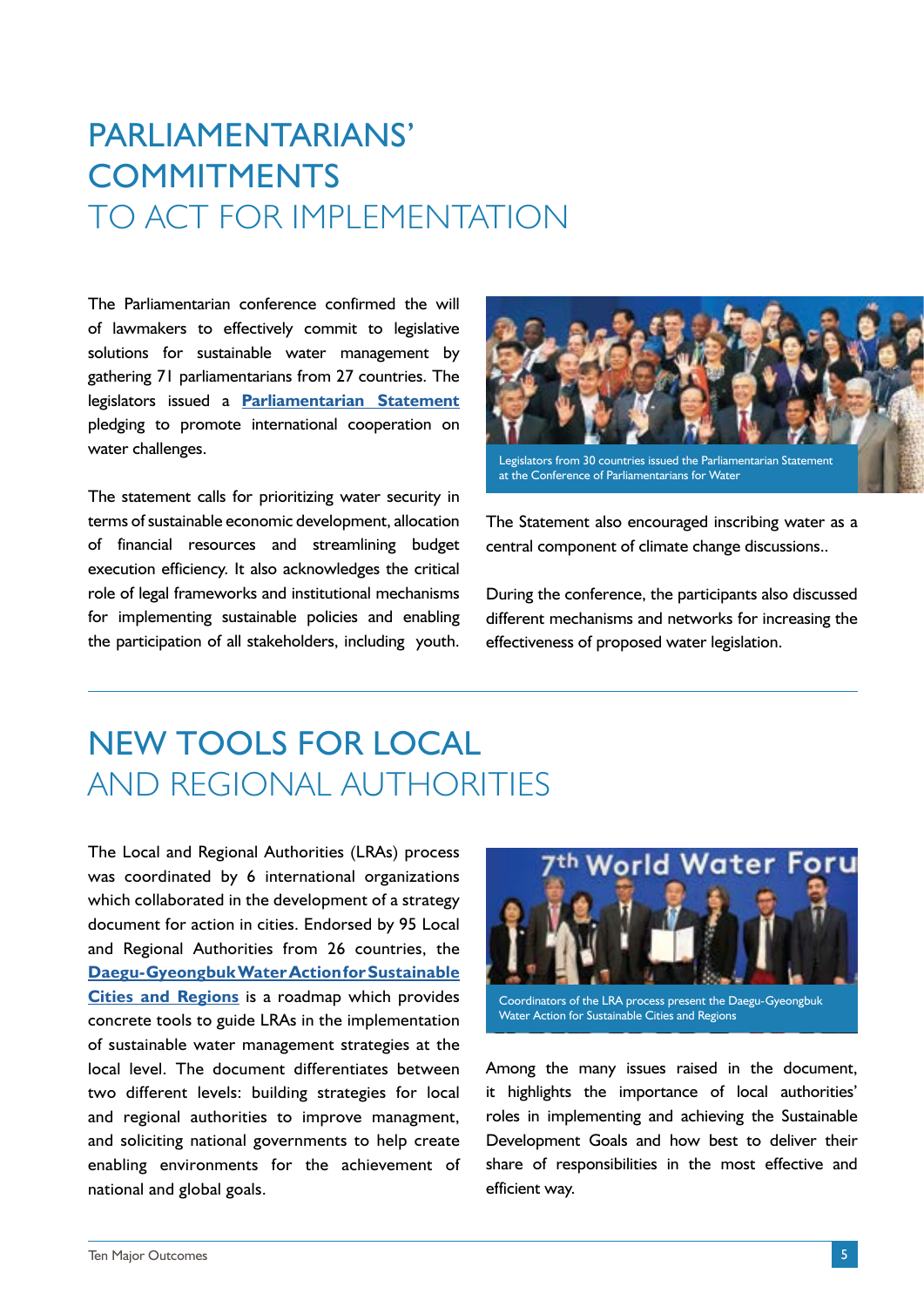# PARLIAMENTARIANS' COMMITMENTS TO ACT FOR IMPLEMENTATION

The Parliamentarian conference confirmed the will of lawmakers to effectively commit to legislative solutions for sustainable water management by gathering 71 parliamentarians from 27 countries. The legislators issued a **Parliamentarian Statement** pledging to promote international cooperation on water challenges.

The statement calls for prioritizing water security in terms of sustainable economic development, allocation of financial resources and streamlining budget execution efficiency. It also acknowledges the critical role of legal frameworks and institutional mechanisms for implementing sustainable policies and enabling the participation of all stakeholders, including youth.

Legislators from 30 countries issued the Parliamentarian Statement at the Conference of Parliamentarians for Water

The Statement also encouraged inscribing water as a central component of climate change discussions..

During the conference, the participants also discussed different mechanisms and networks for increasing the effectiveness of proposed water legislation.

# NEW TOOLS FOR LOCAL AND REGIONAL AUTHORITIES

The Local and Regional Authorities (LRAs) process was coordinated by 6 international organizations which collaborated in the development of a strategy document for action in cities. Endorsed by 95 Local and Regional Authorities from 26 countries, the **Daegu-Gyeongbuk Water Action for Sustainable Cities and Regions** is a roadmap which provides concrete tools to guide LRAs in the implementation of sustainable water management strategies at the local level. The document differentiates between two different levels: building strategies for local and regional authorities to improve managment, and soliciting national governments to help create enabling environments for the achievement of national and global goals.

Coordinators of the LRA process present the Daegu-Gyeongbuk Water Action for Sustainable Cities and Regions

Among the many issues raised in the document, it highlights the importance of local authorities' roles in implementing and achieving the Sustainable Development Goals and how best to deliver their share of responsibilities in the most effective and efficient way.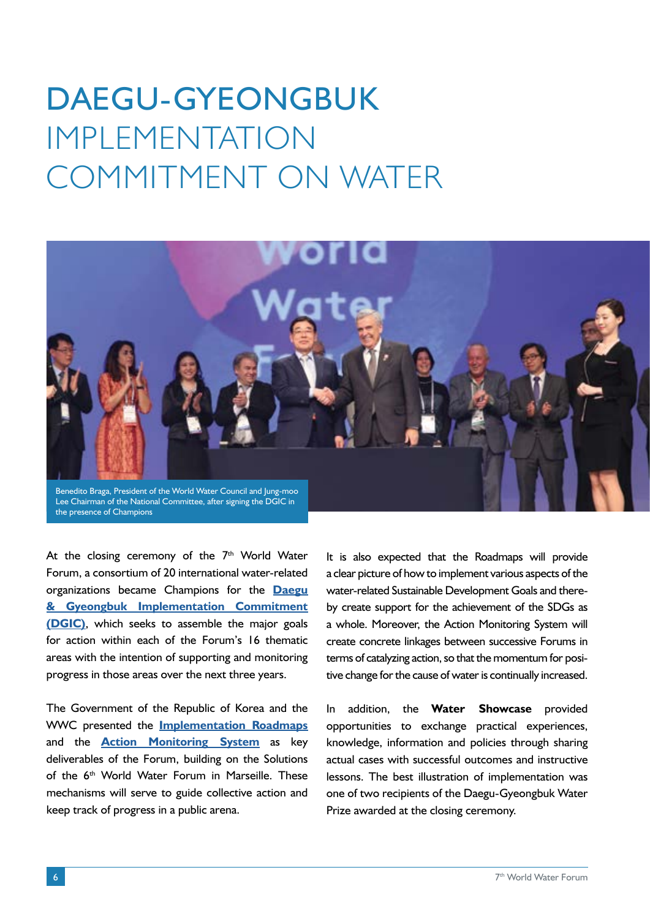# DAEGU-GYEONGBUK IMPLEMENTATION COMMITMENT ON WATER

Benedito Braga, President of the World Water Council and Jung-moo Lee Chairman of the National Committee, after signing the DGIC in the presence of Champions

At the closing ceremony of the 7th World Water Forum, a consortium of 20 international water-related organizations became Champions for the **Daegu & Gyeongbuk Implementation Commitment (DGIC)**, which seeks to assemble the major goals for action within each of the Forum's 16 thematic areas with the intention of supporting and monitoring progress in those areas over the next three years.

The Government of the Republic of Korea and the WWC presented the **Implementation Roadmaps** and the **Action Monitoring System** as key deliverables of the Forum, building on the Solutions of the 6th World Water Forum in Marseille. These mechanisms will serve to guide collective action and keep track of progress in a public arena.

It is also expected that the Roadmaps will provide a clear picture of how to implement various aspects of the water-related Sustainable Development Goals and thereby create support for the achievement of the SDGs as a whole. Moreover, the Action Monitoring System will create concrete linkages between successive Forums in terms of catalyzing action, so that the momentum for positive change for the cause of water is continually increased.

In addition, the **Water Showcase** provided opportunities to exchange practical experiences, knowledge, information and policies through sharing actual cases with successful outcomes and instructive lessons. The best illustration of implementation was one of two recipients of the Daegu-Gyeongbuk Water Prize awarded at the closing ceremony.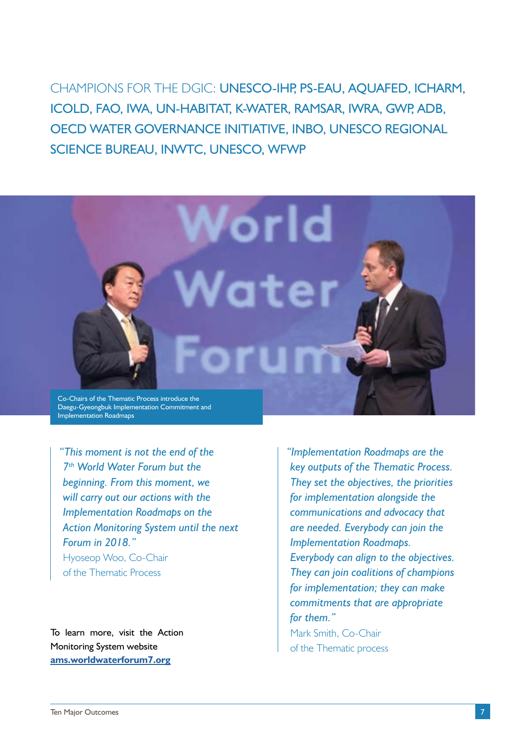CHAMPIONS FOR THE DGIC: **UNESCO-IHP, PS-EAU, AQUAFED, ICHARM, ICOLD, FAO, IWA, UN-HABITAT, K-WATER, RAMSAR, IWRA, GWP, ADB, OECD WATER GOVERNANCE INITIATIVE, INBO, UNESCO REGIONAL SCIENCE BUREAU, INWTC, UNESCO, WFWP**

Co-Chairs of the Thematic Process introduce the Daegu-Gyeongbuk Implementation Commitment and Implementation Roadmaps

> *"This moment is not the end of the 7th World Water Forum but the beginning. From this moment, we will carry out our actions with the Implementation Roadmaps on the Action Monitoring System until the next Forum in 2018."*
>
> Hyoseop Woo, Co-Chair of the Thematic Process

To learn more, visit the Action Monitoring System website **ams.worldwaterforum7.org**

> *"Implementation Roadmaps are the key outputs of the Thematic Process. They set the objectives, the priorities for implementation alongside the communications and advocacy that are needed. Everybody can join the Implementation Roadmaps. Everybody can align to the objectives. They can join coalitions of champions for implementation; they can make commitments that are appropriate for them."*
>
> Mark Smith, Co-Chair of the Thematic process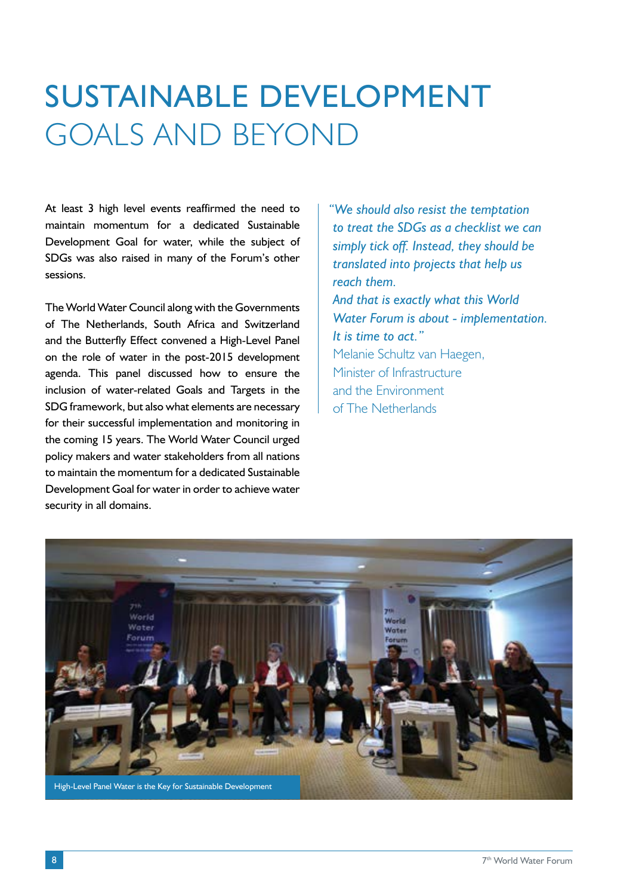# SUSTAINABLE DEVELOPMENT GOALS AND BEYOND

At least 3 high level events reaffirmed the need to maintain momentum for a dedicated Sustainable Development Goal for water, while the subject of SDGs was also raised in many of the Forum's other sessions.

The World Water Council along with the Governments of The Netherlands, South Africa and Switzerland and the Butterfly Effect convened a High-Level Panel on the role of water in the post-2015 development agenda. This panel discussed how to ensure the inclusion of water-related Goals and Targets in the SDG framework, but also what elements are necessary for their successful implementation and monitoring in the coming 15 years. The World Water Council urged policy makers and water stakeholders from all nations to maintain the momentum for a dedicated Sustainable Development Goal for water in order to achieve water security in all domains.

> *"We should also resist the temptation to treat the SDGs as a checklist we can simply tick off. Instead, they should be translated into projects that help us reach them.*
> *And that is exactly what this World Water Forum is about - implementation. It is time to act."*
> Melanie Schultz van Haegen, Minister of Infrastructure and the Environment of The Netherlands

High-Level Panel Water is the Key for Sustainable Development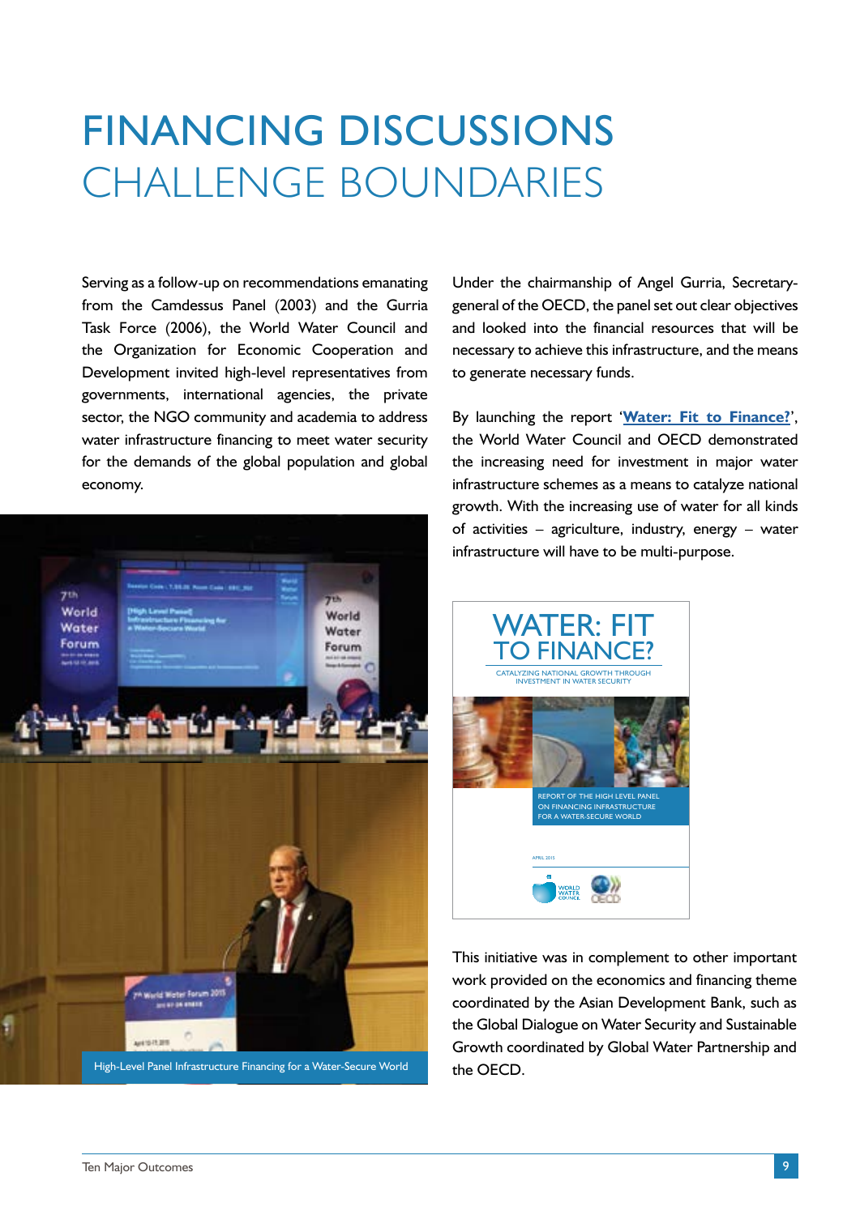# FINANCING DISCUSSIONS CHALLENGE BOUNDARIES

Serving as a follow-up on recommendations emanating from the Camdessus Panel (2003) and the Gurria Task Force (2006), the World Water Council and the Organization for Economic Cooperation and Development invited high-level representatives from governments, international agencies, the private sector, the NGO community and academia to address water infrastructure financing to meet water security for the demands of the global population and global economy.

High-Level Panel Infrastructure Financing for a Water-Secure World

Under the chairmanship of Angel Gurria, Secretary-general of the OECD, the panel set out clear objectives and looked into the financial resources that will be necessary to achieve this infrastructure, and the means to generate necessary funds.

By launching the report '**Water: Fit to Finance?**', the World Water Council and OECD demonstrated the increasing need for investment in major water infrastructure schemes as a means to catalyze national growth. With the increasing use of water for all kinds of activities – agriculture, industry, energy – water infrastructure will have to be multi-purpose.

This initiative was in complement to other important work provided on the economics and financing theme coordinated by the Asian Development Bank, such as the Global Dialogue on Water Security and Sustainable Growth coordinated by Global Water Partnership and the OECD.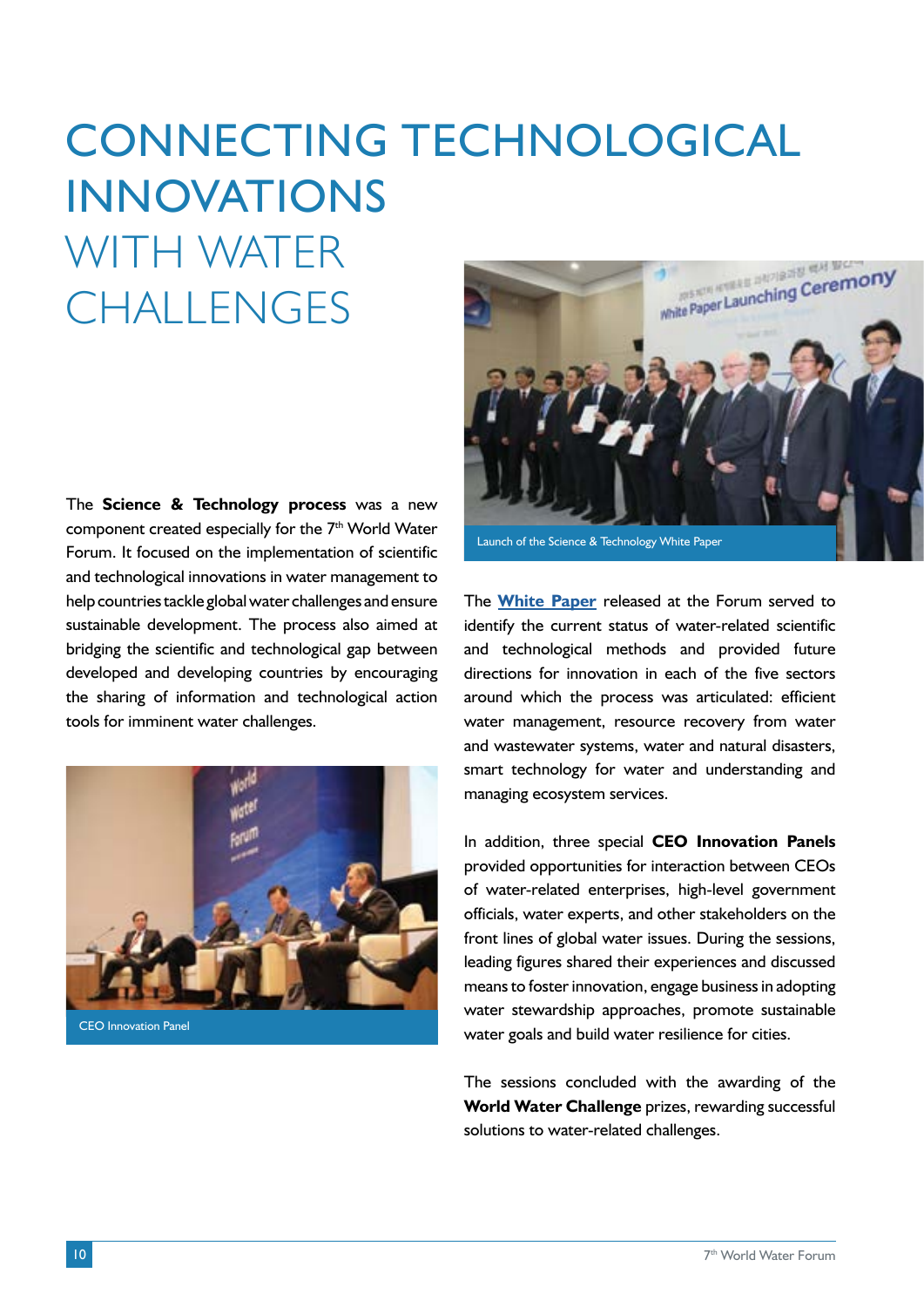# CONNECTING TECHNOLOGICAL INNOVATIONS WITH WATER CHALLENGES

The **Science & Technology process** was a new component created especially for the 7th World Water Forum. It focused on the implementation of scientific and technological innovations in water management to help countries tackle global water challenges and ensure sustainable development. The process also aimed at bridging the scientific and technological gap between developed and developing countries by encouraging the sharing of information and technological action tools for imminent water challenges.

CEO Innovation Panel

Launch of the Science & Technology White Paper

The **White Paper** released at the Forum served to identify the current status of water-related scientific and technological methods and provided future directions for innovation in each of the five sectors around which the process was articulated: efficient water management, resource recovery from water and wastewater systems, water and natural disasters, smart technology for water and understanding and managing ecosystem services.

In addition, three special **CEO Innovation Panels** provided opportunities for interaction between CEOs of water-related enterprises, high-level government officials, water experts, and other stakeholders on the front lines of global water issues. During the sessions, leading figures shared their experiences and discussed means to foster innovation, engage business in adopting water stewardship approaches, promote sustainable water goals and build water resilience for cities.

The sessions concluded with the awarding of the **World Water Challenge** prizes, rewarding successful solutions to water-related challenges.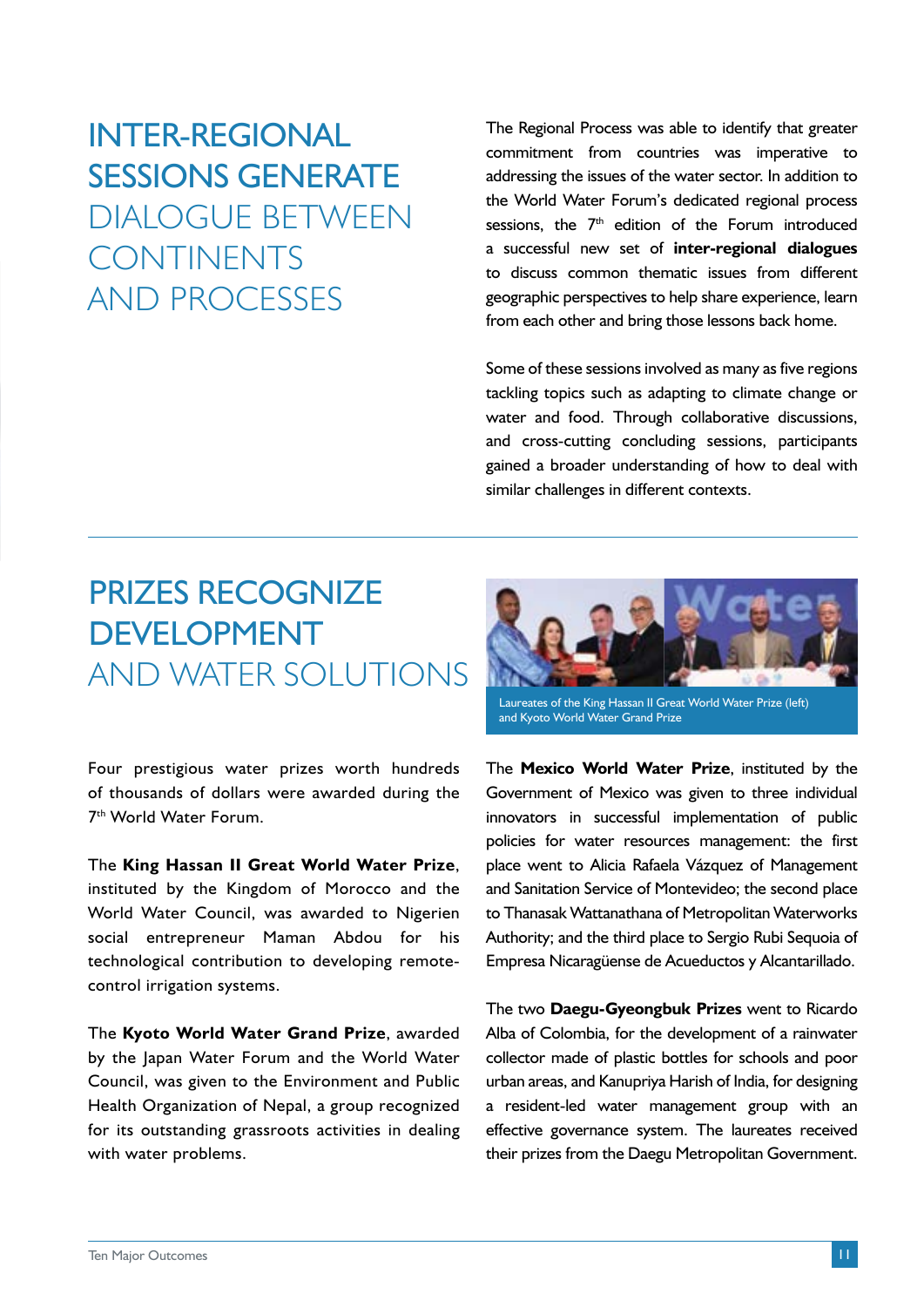## INTER-REGIONAL SESSIONS GENERATE DIALOGUE BETWEEN CONTINENTS AND PROCESSES

The Regional Process was able to identify that greater commitment from countries was imperative to addressing the issues of the water sector. In addition to the World Water Forum's dedicated regional process sessions, the 7th edition of the Forum introduced a successful new set of **inter-regional dialogues** to discuss common thematic issues from different geographic perspectives to help share experience, learn from each other and bring those lessons back home.

Some of these sessions involved as many as five regions tackling topics such as adapting to climate change or water and food. Through collaborative discussions, and cross-cutting concluding sessions, participants gained a broader understanding of how to deal with similar challenges in different contexts.

## PRIZES RECOGNIZE DEVELOPMENT AND WATER SOLUTIONS

Laureates of the King Hassan II Great World Water Prize (left) and Kyoto World Water Grand Prize

Four prestigious water prizes worth hundreds of thousands of dollars were awarded during the 7th World Water Forum.

The **King Hassan II Great World Water Prize**, instituted by the Kingdom of Morocco and the World Water Council, was awarded to Nigerien social entrepreneur Maman Abdou for his technological contribution to developing remote-control irrigation systems.

The **Kyoto World Water Grand Prize**, awarded by the Japan Water Forum and the World Water Council, was given to the Environment and Public Health Organization of Nepal, a group recognized for its outstanding grassroots activities in dealing with water problems.

The **Mexico World Water Prize**, instituted by the Government of Mexico was given to three individual innovators in successful implementation of public policies for water resources management: the first place went to Alicia Rafaela Vázquez of Management and Sanitation Service of Montevideo; the second place to Thanasak Wattanathana of Metropolitan Waterworks Authority; and the third place to Sergio Rubi Sequoia of Empresa Nicaragüense de Acueductos y Alcantarillado.

The two **Daegu-Gyeongbuk Prizes** went to Ricardo Alba of Colombia, for the development of a rainwater collector made of plastic bottles for schools and poor urban areas, and Kanupriya Harish of India, for designing a resident-led water management group with an effective governance system. The laureates received their prizes from the Daegu Metropolitan Government.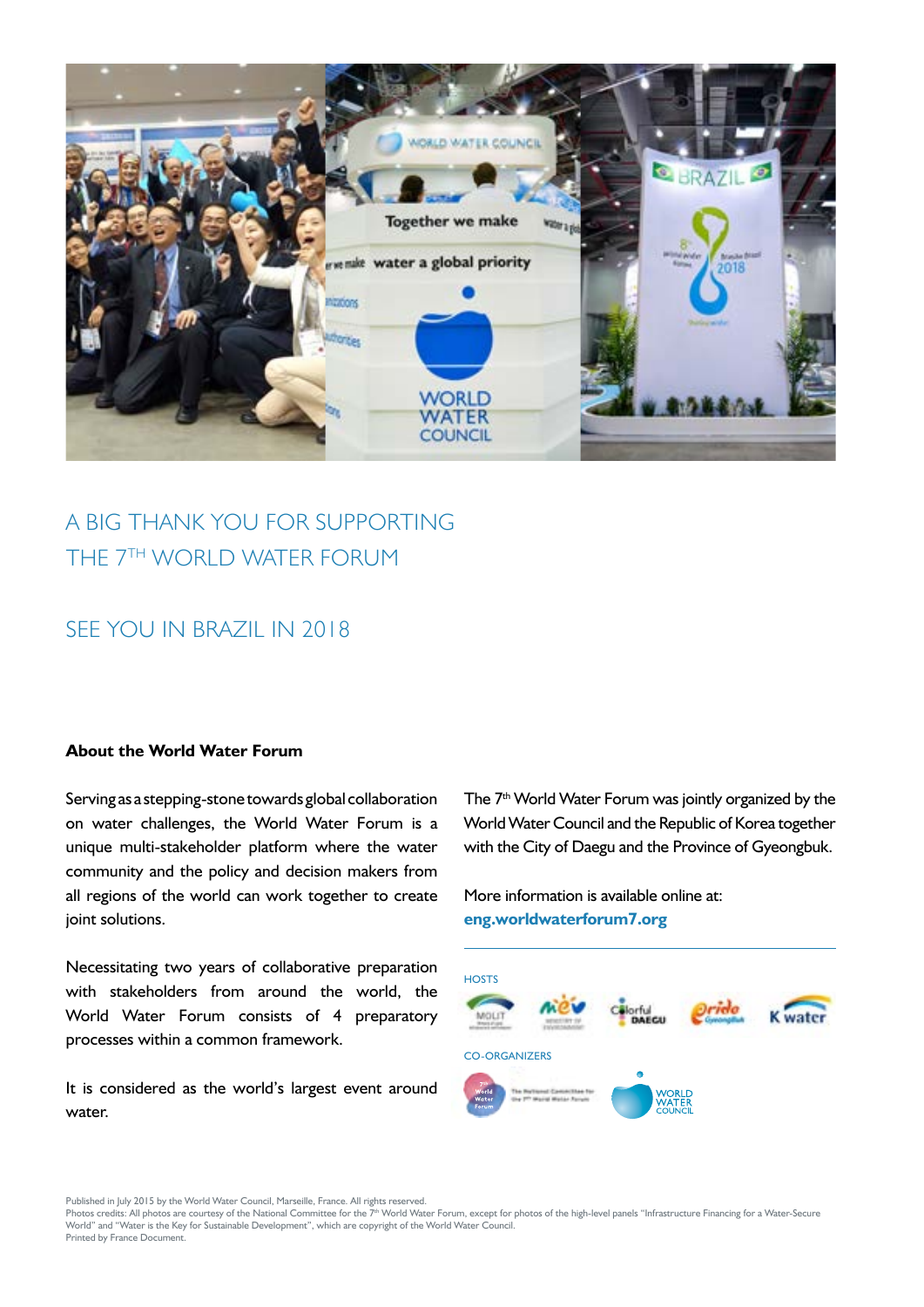# A BIG THANK YOU FOR SUPPORTING THE 7TH WORLD WATER FORUM

## SEE YOU IN BRAZIL IN 2018

**About the World Water Forum**

Serving as a stepping-stone towards global collaboration on water challenges, the World Water Forum is a unique multi-stakeholder platform where the water community and the policy and decision makers from all regions of the world can work together to create joint solutions.

Necessitating two years of collaborative preparation with stakeholders from around the world, the World Water Forum consists of 4 preparatory processes within a common framework.

It is considered as the world's largest event around water.

The 7th World Water Forum was jointly organized by the World Water Council and the Republic of Korea together with the City of Daegu and the Province of Gyeongbuk.

More information is available online at:
**eng.worldwaterforum7.org**

HOSTS

CO-ORGANIZERS

Published in July 2015 by the World Water Council, Marseille, France. All rights reserved.
Photos credits: All photos are courtesy of the National Committee for the 7th World Water Forum, except for photos of the high-level panels "Infrastructure Financing for a Water-Secure World" and "Water is the Key for Sustainable Development", which are copyright of the World Water Council.
Printed by France Document.